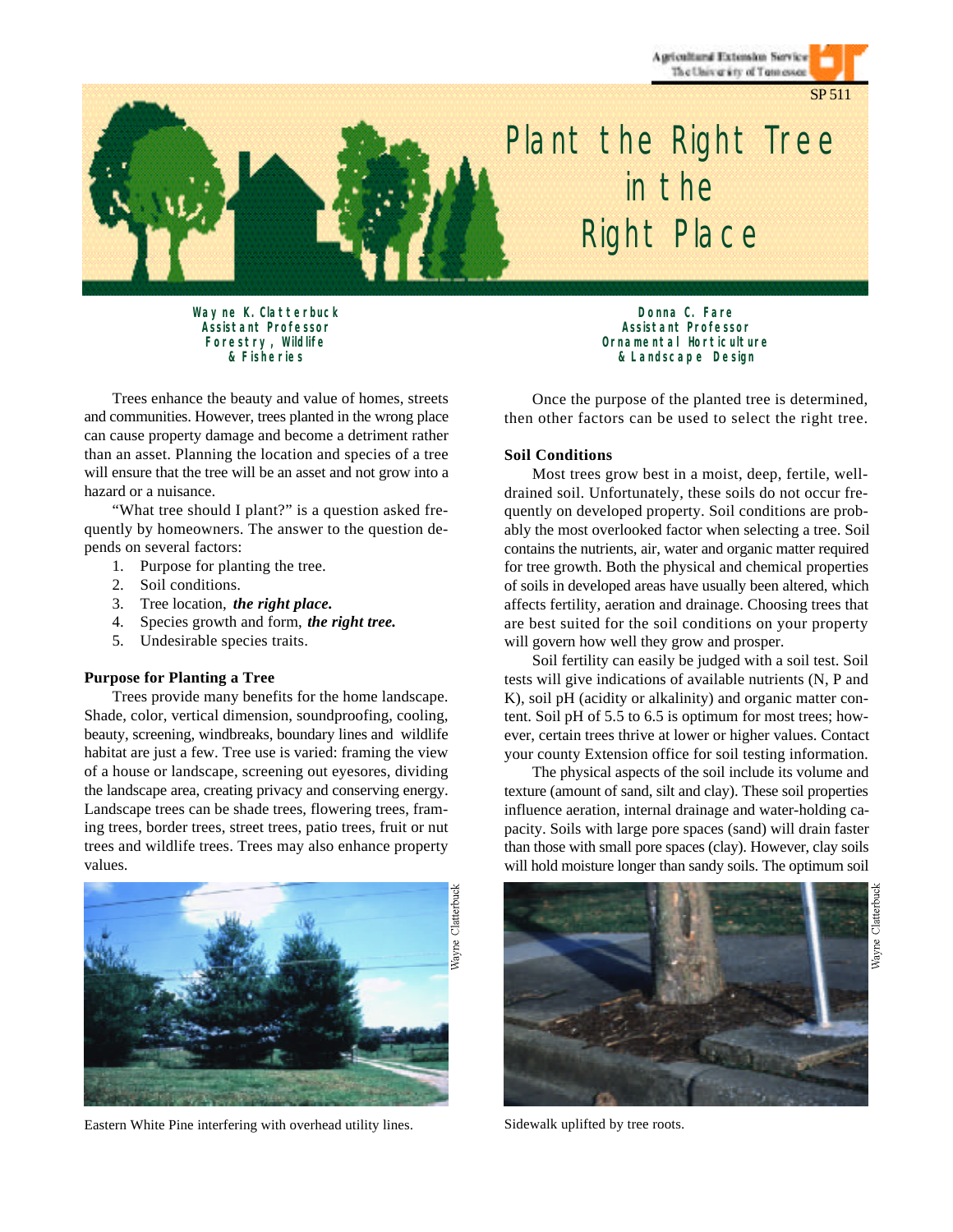SP 511

# Plant the Right Tree in the Right Place

**Wayne K. Clatterbuck**
**Assistant Professor**
**Forestry, Wildlife & Fisheries**

**Donna C. Fare**
**Assistant Professor**
**Ornamental Horticulture & Landscape Design**

Trees enhance the beauty and value of homes, streets and communities. However, trees planted in the wrong place can cause property damage and become a detriment rather than an asset. Planning the location and species of a tree will ensure that the tree will be an asset and not grow into a hazard or a nuisance.

"What tree should I plant?" is a question asked frequently by homeowners. The answer to the question depends on several factors:

1. Purpose for planting the tree.
2. Soil conditions.
3. Tree location, ***the right place.***
4. Species growth and form, ***the right tree.***
5. Undesirable species traits.

## Purpose for Planting a Tree

Trees provide many benefits for the home landscape. Shade, color, vertical dimension, soundproofing, cooling, beauty, screening, windbreaks, boundary lines and wildlife habitat are just a few. Tree use is varied: framing the view of a house or landscape, screening out eyesores, dividing the landscape area, creating privacy and conserving energy. Landscape trees can be shade trees, flowering trees, framing trees, border trees, street trees, patio trees, fruit or nut trees and wildlife trees. Trees may also enhance property values.

Eastern White Pine interfering with overhead utility lines.

Once the purpose of the planted tree is determined, then other factors can be used to select the right tree.

## Soil Conditions

Most trees grow best in a moist, deep, fertile, well-drained soil. Unfortunately, these soils do not occur frequently on developed property. Soil conditions are probably the most overlooked factor when selecting a tree. Soil contains the nutrients, air, water and organic matter required for tree growth. Both the physical and chemical properties of soils in developed areas have usually been altered, which affects fertility, aeration and drainage. Choosing trees that are best suited for the soil conditions on your property will govern how well they grow and prosper.

Soil fertility can easily be judged with a soil test. Soil tests will give indications of available nutrients (N, P and K), soil pH (acidity or alkalinity) and organic matter content. Soil pH of 5.5 to 6.5 is optimum for most trees; however, certain trees thrive at lower or higher values. Contact your county Extension office for soil testing information.

The physical aspects of the soil include its volume and texture (amount of sand, silt and clay). These soil properties influence aeration, internal drainage and water-holding capacity. Soils with large pore spaces (sand) will drain faster than those with small pore spaces (clay). However, clay soils will hold moisture longer than sandy soils. The optimum soil

Sidewalk uplifted by tree roots.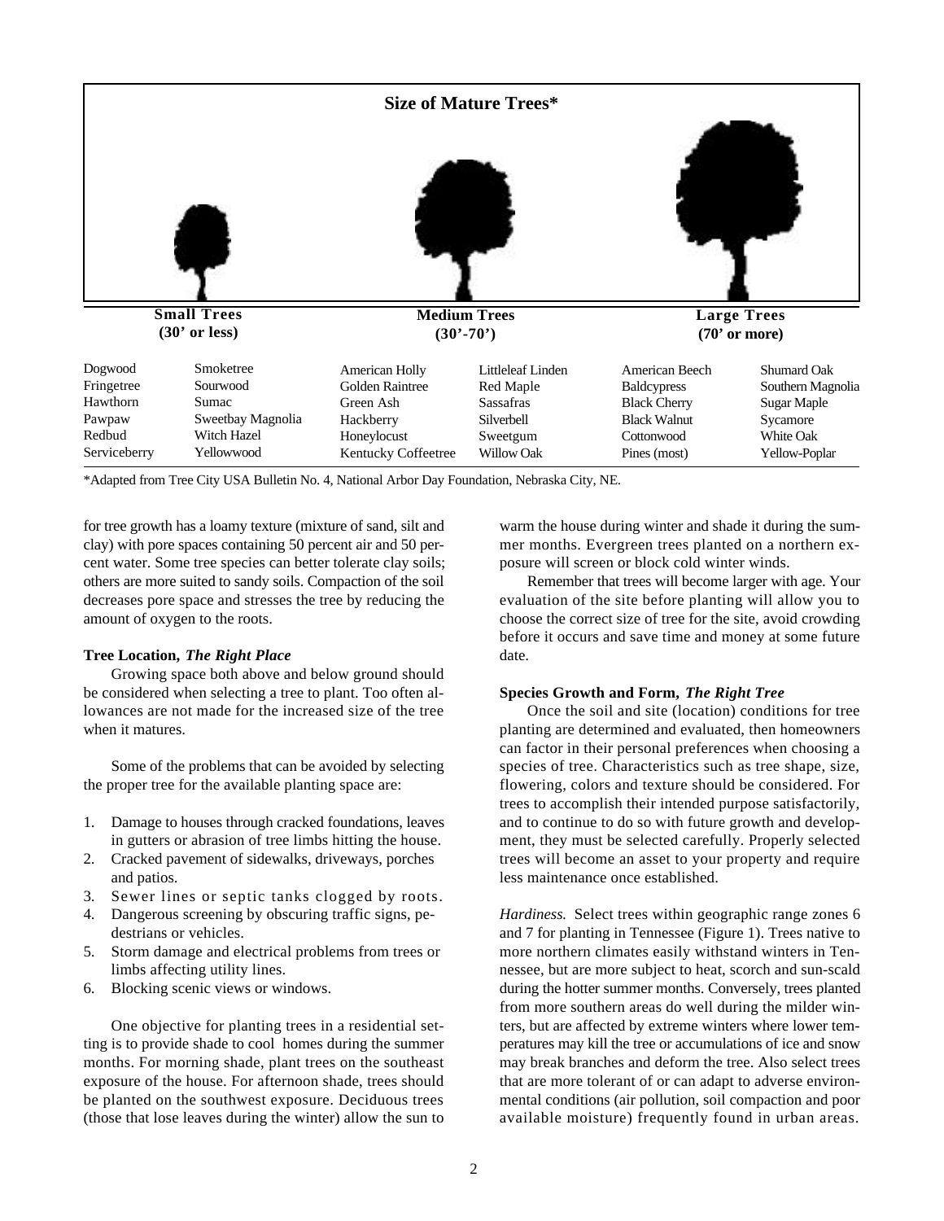**Size of Mature Trees***

| Small Trees (30' or less) | | Medium Trees (30'-70') | | Large Trees (70' or more) | |
|---|---|---|---|---|---|
| Dogwood | Smoketree | American Holly | Littleleaf Linden | American Beech | Shumard Oak |
| Fringetree | Sourwood | Golden Raintree | Red Maple | Baldcypress | Southern Magnolia |
| Hawthorn | Sumac | Green Ash | Sassafras | Black Cherry | Sugar Maple |
| Pawpaw | Sweetbay Magnolia | Hackberry | Silverbell | Black Walnut | Sycamore |
| Redbud | Witch Hazel | Honeylocust | Sweetgum | Cottonwood | White Oak |
| Serviceberry | Yellowwood | Kentucky Coffeetree | Willow Oak | Pines (most) | Yellow-Poplar |

*Adapted from Tree City USA Bulletin No. 4, National Arbor Day Foundation, Nebraska City, NE.

for tree growth has a loamy texture (mixture of sand, silt and clay) with pore spaces containing 50 percent air and 50 percent water. Some tree species can better tolerate clay soils; others are more suited to sandy soils. Compaction of the soil decreases pore space and stresses the tree by reducing the amount of oxygen to the roots.

**Tree Location, *The Right Place***

Growing space both above and below ground should be considered when selecting a tree to plant. Too often allowances are not made for the increased size of the tree when it matures.

Some of the problems that can be avoided by selecting the proper tree for the available planting space are:

1. Damage to houses through cracked foundations, leaves in gutters or abrasion of tree limbs hitting the house.
2. Cracked pavement of sidewalks, driveways, porches and patios.
3. Sewer lines or septic tanks clogged by roots.
4. Dangerous screening by obscuring traffic signs, pedestrians or vehicles.
5. Storm damage and electrical problems from trees or limbs affecting utility lines.
6. Blocking scenic views or windows.

One objective for planting trees in a residential setting is to provide shade to cool homes during the summer months. For morning shade, plant trees on the southeast exposure of the house. For afternoon shade, trees should be planted on the southwest exposure. Deciduous trees (those that lose leaves during the winter) allow the sun to warm the house during winter and shade it during the summer months. Evergreen trees planted on a northern exposure will screen or block cold winter winds.

Remember that trees will become larger with age. Your evaluation of the site before planting will allow you to choose the correct size of tree for the site, avoid crowding before it occurs and save time and money at some future date.

**Species Growth and Form, *The Right Tree***

Once the soil and site (location) conditions for tree planting are determined and evaluated, then homeowners can factor in their personal preferences when choosing a species of tree. Characteristics such as tree shape, size, flowering, colors and texture should be considered. For trees to accomplish their intended purpose satisfactorily, and to continue to do so with future growth and development, they must be selected carefully. Properly selected trees will become an asset to your property and require less maintenance once established.

*Hardiness.* Select trees within geographic range zones 6 and 7 for planting in Tennessee (Figure 1). Trees native to more northern climates easily withstand winters in Tennessee, but are more subject to heat, scorch and sun-scald during the hotter summer months. Conversely, trees planted from more southern areas do well during the milder winters, but are affected by extreme winters where lower temperatures may kill the tree or accumulations of ice and snow may break branches and deform the tree. Also select trees that are more tolerant of or can adapt to adverse environmental conditions (air pollution, soil compaction and poor available moisture) frequently found in urban areas.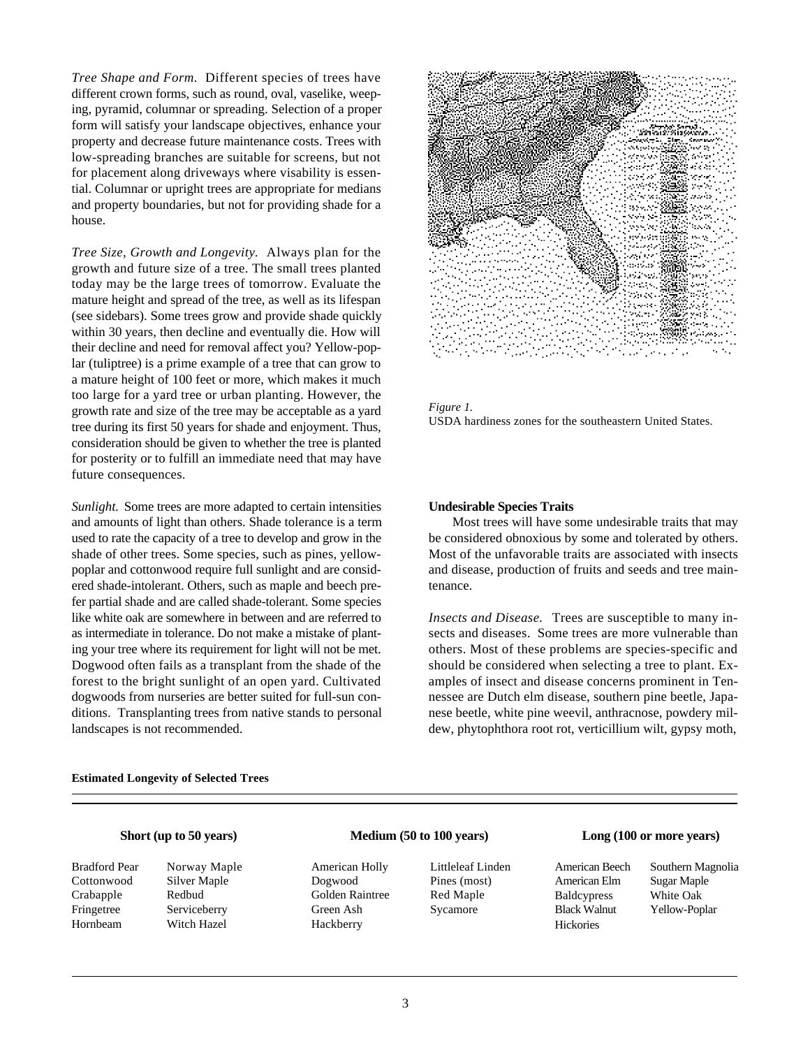*Tree Shape and Form.* Different species of trees have different crown forms, such as round, oval, vaselike, weeping, pyramid, columnar or spreading. Selection of a proper form will satisfy your landscape objectives, enhance your property and decrease future maintenance costs. Trees with low-spreading branches are suitable for screens, but not for placement along driveways where visability is essential. Columnar or upright trees are appropriate for medians and property boundaries, but not for providing shade for a house.

*Tree Size, Growth and Longevity.* Always plan for the growth and future size of a tree. The small trees planted today may be the large trees of tomorrow. Evaluate the mature height and spread of the tree, as well as its lifespan (see sidebars). Some trees grow and provide shade quickly within 30 years, then decline and eventually die. How will their decline and need for removal affect you? Yellow-poplar (tuliptree) is a prime example of a tree that can grow to a mature height of 100 feet or more, which makes it much too large for a yard tree or urban planting. However, the growth rate and size of the tree may be acceptable as a yard tree during its first 50 years for shade and enjoyment. Thus, consideration should be given to whether the tree is planted for posterity or to fulfill an immediate need that may have future consequences.

*Sunlight.* Some trees are more adapted to certain intensities and amounts of light than others. Shade tolerance is a term used to rate the capacity of a tree to develop and grow in the shade of other trees. Some species, such as pines, yellow-poplar and cottonwood require full sunlight and are considered shade-intolerant. Others, such as maple and beech prefer partial shade and are called shade-tolerant. Some species like white oak are somewhere in between and are referred to as intermediate in tolerance. Do not make a mistake of planting your tree where its requirement for light will not be met. Dogwood often fails as a transplant from the shade of the forest to the bright sunlight of an open yard. Cultivated dogwoods from nurseries are better suited for full-sun conditions. Transplanting trees from native stands to personal landscapes is not recommended.

*Figure 1.*
USDA hardiness zones for the southeastern United States.

**Undesirable Species Traits**

Most trees will have some undesirable traits that may be considered obnoxious by some and tolerated by others. Most of the unfavorable traits are associated with insects and disease, production of fruits and seeds and tree maintenance.

*Insects and Disease.* Trees are susceptible to many insects and diseases. Some trees are more vulnerable than others. Most of these problems are species-specific and should be considered when selecting a tree to plant. Examples of insect and disease concerns prominent in Tennessee are Dutch elm disease, southern pine beetle, Japanese beetle, white pine weevil, anthracnose, powdery mildew, phytophthora root rot, verticillium wilt, gypsy moth,

**Estimated Longevity of Selected Trees**

| Short (up to 50 years) | | Medium (50 to 100 years) | | Long (100 or more years) | |
|---|---|---|---|---|---|
| Bradford Pear | Norway Maple | American Holly | Littleleaf Linden | American Beech | Southern Magnolia |
| Cottonwood | Silver Maple | Dogwood | Pines (most) | American Elm | Sugar Maple |
| Crabapple | Redbud | Golden Raintree | Red Maple | Baldcypress | White Oak |
| Fringetree | Serviceberry | Green Ash | Sycamore | Black Walnut | Yellow-Poplar |
| Hornbeam | Witch Hazel | Hackberry | | Hickories | |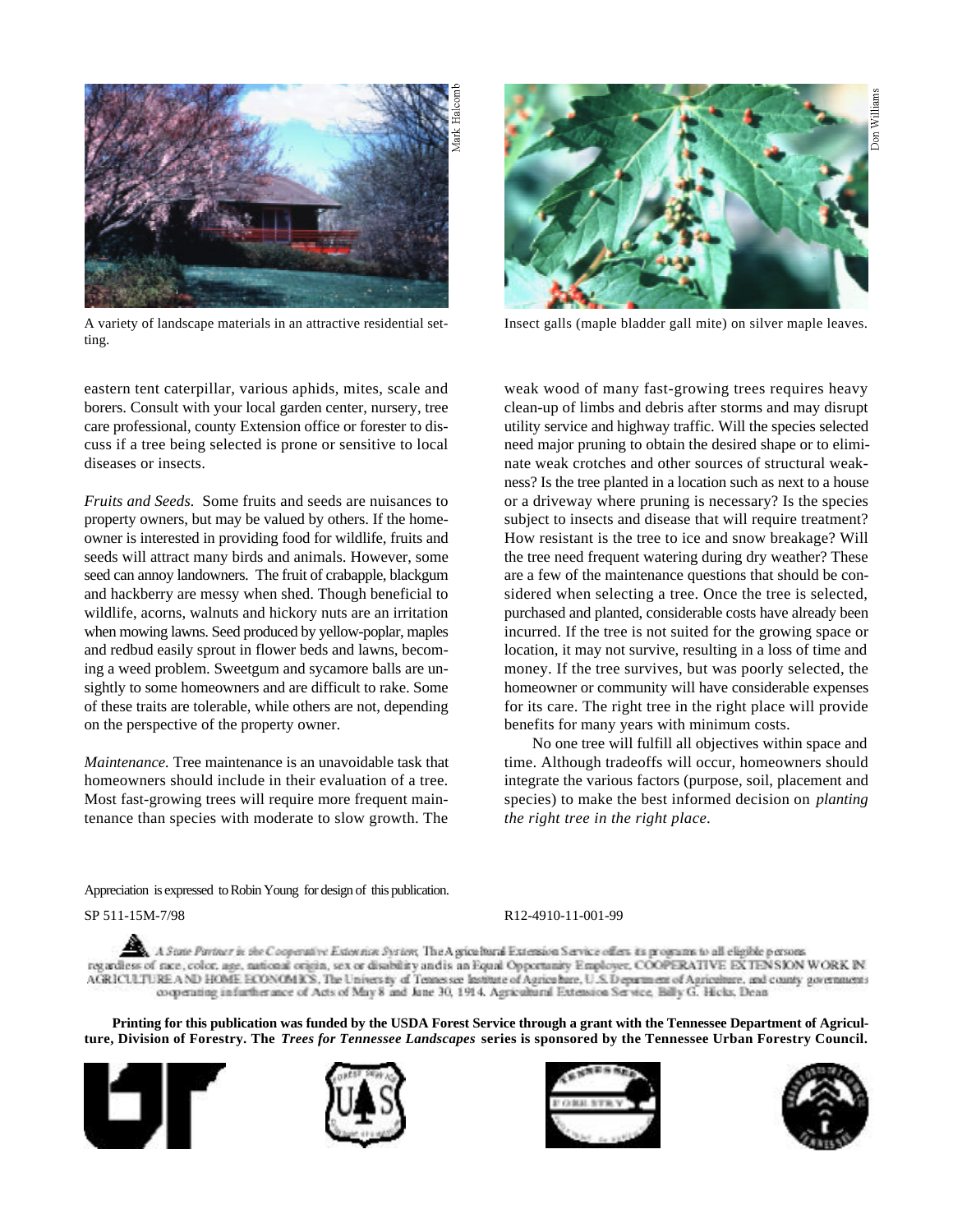A variety of landscape materials in an attractive residential setting.

Insect galls (maple bladder gall mite) on silver maple leaves.

eastern tent caterpillar, various aphids, mites, scale and borers. Consult with your local garden center, nursery, tree care professional, county Extension office or forester to discuss if a tree being selected is prone or sensitive to local diseases or insects.

*Fruits and Seeds.* Some fruits and seeds are nuisances to property owners, but may be valued by others. If the homeowner is interested in providing food for wildlife, fruits and seeds will attract many birds and animals. However, some seed can annoy landowners. The fruit of crabapple, blackgum and hackberry are messy when shed. Though beneficial to wildlife, acorns, walnuts and hickory nuts are an irritation when mowing lawns. Seed produced by yellow-poplar, maples and redbud easily sprout in flower beds and lawns, becoming a weed problem. Sweetgum and sycamore balls are unsightly to some homeowners and are difficult to rake. Some of these traits are tolerable, while others are not, depending on the perspective of the property owner.

*Maintenance.* Tree maintenance is an unavoidable task that homeowners should include in their evaluation of a tree. Most fast-growing trees will require more frequent maintenance than species with moderate to slow growth. The weak wood of many fast-growing trees requires heavy clean-up of limbs and debris after storms and may disrupt utility service and highway traffic. Will the species selected need major pruning to obtain the desired shape or to eliminate weak crotches and other sources of structural weakness? Is the tree planted in a location such as next to a house or a driveway where pruning is necessary? Is the species subject to insects and disease that will require treatment? How resistant is the tree to ice and snow breakage? Will the tree need frequent watering during dry weather? These are a few of the maintenance questions that should be considered when selecting a tree. Once the tree is selected, purchased and planted, considerable costs have already been incurred. If the tree is not suited for the growing space or location, it may not survive, resulting in a loss of time and money. If the tree survives, but was poorly selected, the homeowner or community will have considerable expenses for its care. The right tree in the right place will provide benefits for many years with minimum costs.

No one tree will fulfill all objectives within space and time. Although tradeoffs will occur, homeowners should integrate the various factors (purpose, soil, placement and species) to make the best informed decision on *planting the right tree in the right place.*

Appreciation is expressed to Robin Young for design of this publication.

SP 511-15M-7/98

R12-4910-11-001-99

*A State Partner in the Cooperative Extension System,* The Agricultural Extension Service offers its programs to all eligible persons regardless of race, color, age, national origin, sex or disability and is an Equal Opportunity Employer. COOPERATIVE EXTENSION WORK IN AGRICULTURE AND HOME ECONOMICS, The University of Tennessee Institute of Agriculture, U.S. Department of Agriculture, and county governments cooperating in furtherance of Acts of May 8 and June 30, 1914. Agricultural Extension Service, Billy G. Hicks, Dean

**Printing for this publication was funded by the USDA Forest Service through a grant with the Tennessee Department of Agriculture, Division of Forestry. The *Trees for Tennessee Landscapes* series is sponsored by the Tennessee Urban Forestry Council.**